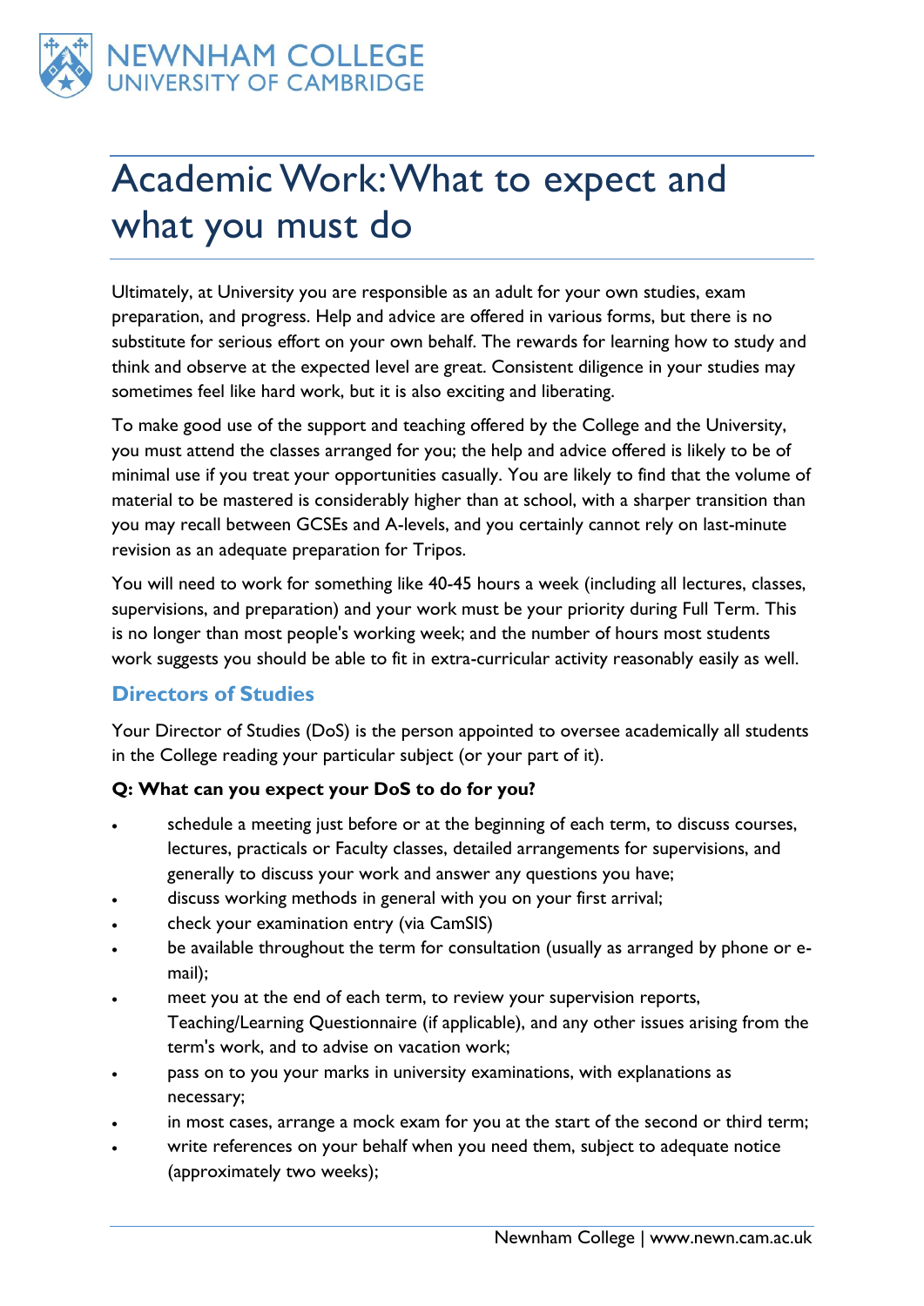# Academic Work: What to expect and what you must do

Ultimately, at University you are responsible as an adult for your own studies, exam preparation, and progress. Help and advice are offered in various forms, but there is no substitute for serious effort on your own behalf. The rewards for learning how to study and think and observe at the expected level are great. Consistent diligence in your studies may sometimes feel like hard work, but it is also exciting and liberating.

To make good use of the support and teaching offered by the College and the University, you must attend the classes arranged for you; the help and advice offered is likely to be of minimal use if you treat your opportunities casually. You are likely to find that the volume of material to be mastered is considerably higher than at school, with a sharper transition than you may recall between GCSEs and A-levels, and you certainly cannot rely on last-minute revision as an adequate preparation for Tripos.

You will need to work for something like 40-45 hours a week (including all lectures, classes, supervisions, and preparation) and your work must be your priority during Full Term. This is no longer than most people's working week; and the number of hours most students work suggests you should be able to fit in extra-curricular activity reasonably easily as well.

## Directors of Studies

Your Director of Studies (DoS) is the person appointed to oversee academically all students in the College reading your particular subject (or your part of it).

**Q: What can you expect your DoS to do for you?**

- schedule a meeting just before or at the beginning of each term, to discuss courses, lectures, practicals or Faculty classes, detailed arrangements for supervisions, and generally to discuss your work and answer any questions you have;
- discuss working methods in general with you on your first arrival;
- check your examination entry (via CamSIS)
- be available throughout the term for consultation (usually as arranged by phone or e-mail);
- meet you at the end of each term, to review your supervision reports, Teaching/Learning Questionnaire (if applicable), and any other issues arising from the term's work, and to advise on vacation work;
- pass on to you your marks in university examinations, with explanations as necessary;
- in most cases, arrange a mock exam for you at the start of the second or third term;
- write references on your behalf when you need them, subject to adequate notice (approximately two weeks);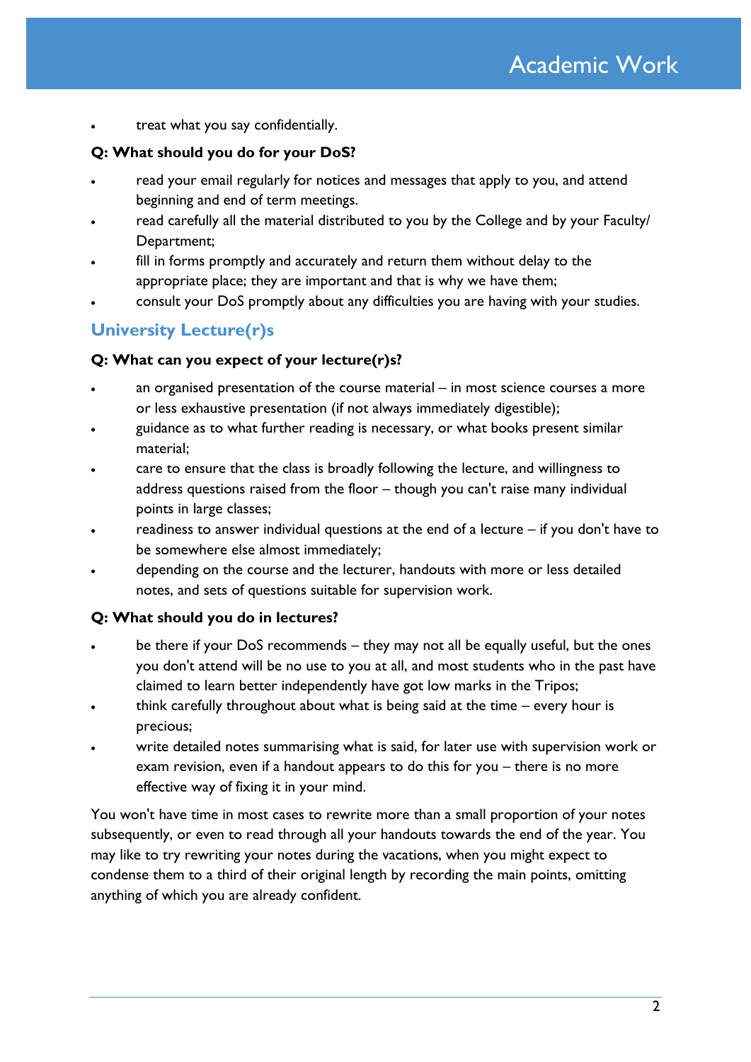- treat what you say confidentially.

**Q: What should you do for your DoS?**

- read your email regularly for notices and messages that apply to you, and attend beginning and end of term meetings.
- read carefully all the material distributed to you by the College and by your Faculty/ Department;
- fill in forms promptly and accurately and return them without delay to the appropriate place; they are important and that is why we have them;
- consult your DoS promptly about any difficulties you are having with your studies.

## University Lecture(r)s

**Q: What can you expect of your lecture(r)s?**

- an organised presentation of the course material – in most science courses a more or less exhaustive presentation (if not always immediately digestible);
- guidance as to what further reading is necessary, or what books present similar material;
- care to ensure that the class is broadly following the lecture, and willingness to address questions raised from the floor – though you can't raise many individual points in large classes;
- readiness to answer individual questions at the end of a lecture – if you don't have to be somewhere else almost immediately;
- depending on the course and the lecturer, handouts with more or less detailed notes, and sets of questions suitable for supervision work.

**Q: What should you do in lectures?**

- be there if your DoS recommends – they may not all be equally useful, but the ones you don't attend will be no use to you at all, and most students who in the past have claimed to learn better independently have got low marks in the Tripos;
- think carefully throughout about what is being said at the time – every hour is precious;
- write detailed notes summarising what is said, for later use with supervision work or exam revision, even if a handout appears to do this for you – there is no more effective way of fixing it in your mind.

You won't have time in most cases to rewrite more than a small proportion of your notes subsequently, or even to read through all your handouts towards the end of the year. You may like to try rewriting your notes during the vacations, when you might expect to condense them to a third of their original length by recording the main points, omitting anything of which you are already confident.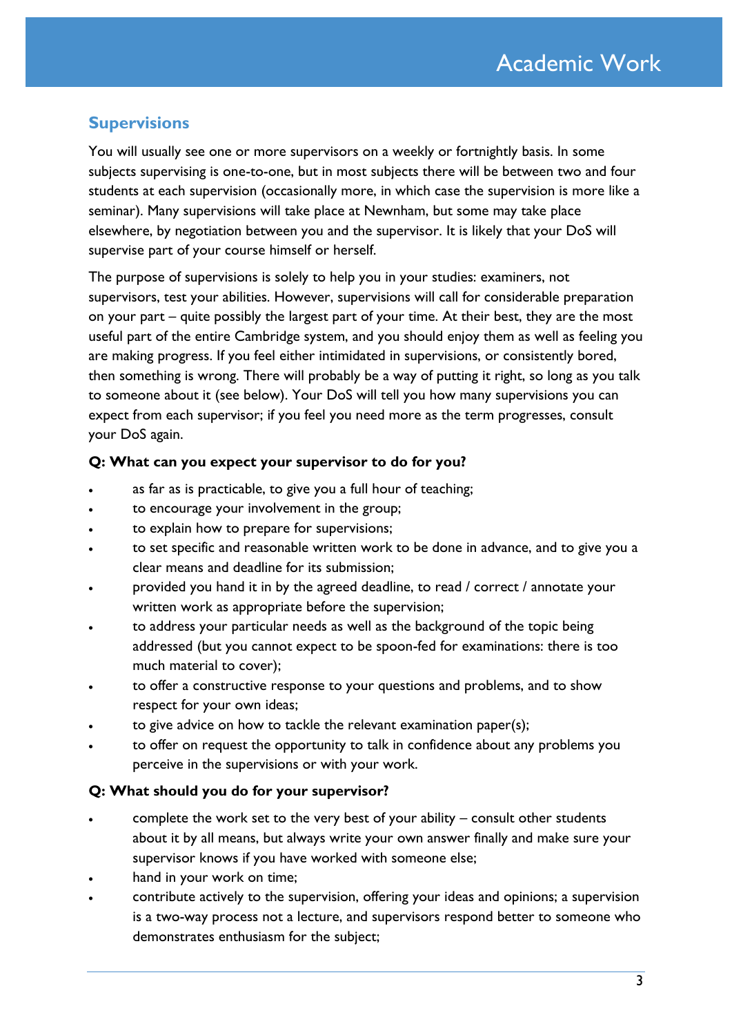# Academic Work

## Supervisions

You will usually see one or more supervisors on a weekly or fortnightly basis. In some subjects supervising is one-to-one, but in most subjects there will be between two and four students at each supervision (occasionally more, in which case the supervision is more like a seminar). Many supervisions will take place at Newnham, but some may take place elsewhere, by negotiation between you and the supervisor. It is likely that your DoS will supervise part of your course himself or herself.

The purpose of supervisions is solely to help you in your studies: examiners, not supervisors, test your abilities. However, supervisions will call for considerable preparation on your part – quite possibly the largest part of your time. At their best, they are the most useful part of the entire Cambridge system, and you should enjoy them as well as feeling you are making progress. If you feel either intimidated in supervisions, or consistently bored, then something is wrong. There will probably be a way of putting it right, so long as you talk to someone about it (see below). Your DoS will tell you how many supervisions you can expect from each supervisor; if you feel you need more as the term progresses, consult your DoS again.

**Q: What can you expect your supervisor to do for you?**

- as far as is practicable, to give you a full hour of teaching;
- to encourage your involvement in the group;
- to explain how to prepare for supervisions;
- to set specific and reasonable written work to be done in advance, and to give you a clear means and deadline for its submission;
- provided you hand it in by the agreed deadline, to read / correct / annotate your written work as appropriate before the supervision;
- to address your particular needs as well as the background of the topic being addressed (but you cannot expect to be spoon-fed for examinations: there is too much material to cover);
- to offer a constructive response to your questions and problems, and to show respect for your own ideas;
- to give advice on how to tackle the relevant examination paper(s);
- to offer on request the opportunity to talk in confidence about any problems you perceive in the supervisions or with your work.

**Q: What should you do for your supervisor?**

- complete the work set to the very best of your ability – consult other students about it by all means, but always write your own answer finally and make sure your supervisor knows if you have worked with someone else;
- hand in your work on time;
- contribute actively to the supervision, offering your ideas and opinions; a supervision is a two-way process not a lecture, and supervisors respond better to someone who demonstrates enthusiasm for the subject;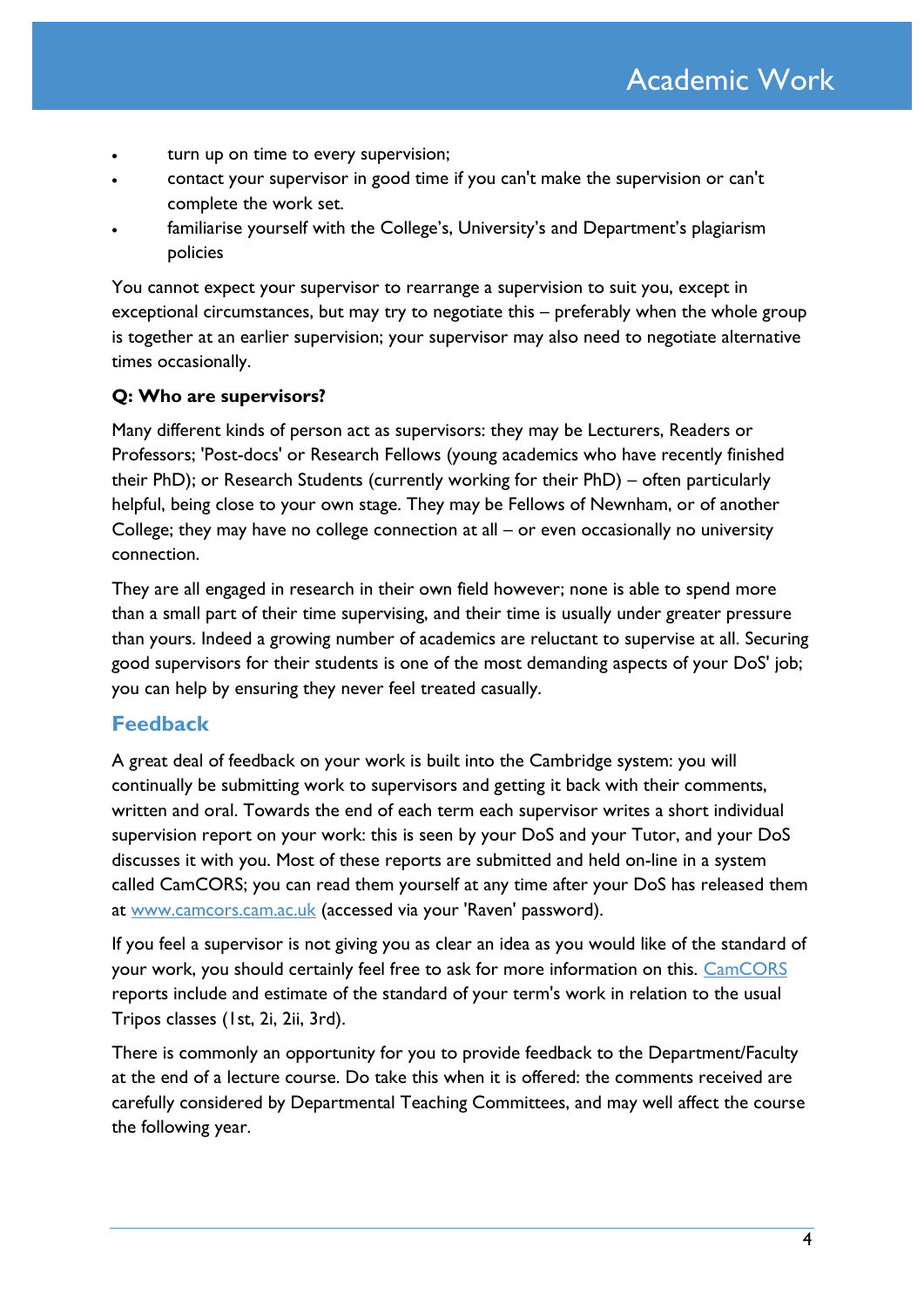- turn up on time to every supervision;
- contact your supervisor in good time if you can't make the supervision or can't complete the work set.
- familiarise yourself with the College's, University's and Department's plagiarism policies

You cannot expect your supervisor to rearrange a supervision to suit you, except in exceptional circumstances, but may try to negotiate this – preferably when the whole group is together at an earlier supervision; your supervisor may also need to negotiate alternative times occasionally.

**Q: Who are supervisors?**

Many different kinds of person act as supervisors: they may be Lecturers, Readers or Professors; 'Post-docs' or Research Fellows (young academics who have recently finished their PhD); or Research Students (currently working for their PhD) – often particularly helpful, being close to your own stage. They may be Fellows of Newnham, or of another College; they may have no college connection at all – or even occasionally no university connection.

They are all engaged in research in their own field however; none is able to spend more than a small part of their time supervising, and their time is usually under greater pressure than yours. Indeed a growing number of academics are reluctant to supervise at all. Securing good supervisors for their students is one of the most demanding aspects of your DoS' job; you can help by ensuring they never feel treated casually.

## Feedback

A great deal of feedback on your work is built into the Cambridge system: you will continually be submitting work to supervisors and getting it back with their comments, written and oral. Towards the end of each term each supervisor writes a short individual supervision report on your work: this is seen by your DoS and your Tutor, and your DoS discusses it with you. Most of these reports are submitted and held on-line in a system called CamCORS; you can read them yourself at any time after your DoS has released them at www.camcors.cam.ac.uk (accessed via your 'Raven' password).

If you feel a supervisor is not giving you as clear an idea as you would like of the standard of your work, you should certainly feel free to ask for more information on this. CamCORS reports include and estimate of the standard of your term's work in relation to the usual Tripos classes (1st, 2i, 2ii, 3rd).

There is commonly an opportunity for you to provide feedback to the Department/Faculty at the end of a lecture course. Do take this when it is offered: the comments received are carefully considered by Departmental Teaching Committees, and may well affect the course the following year.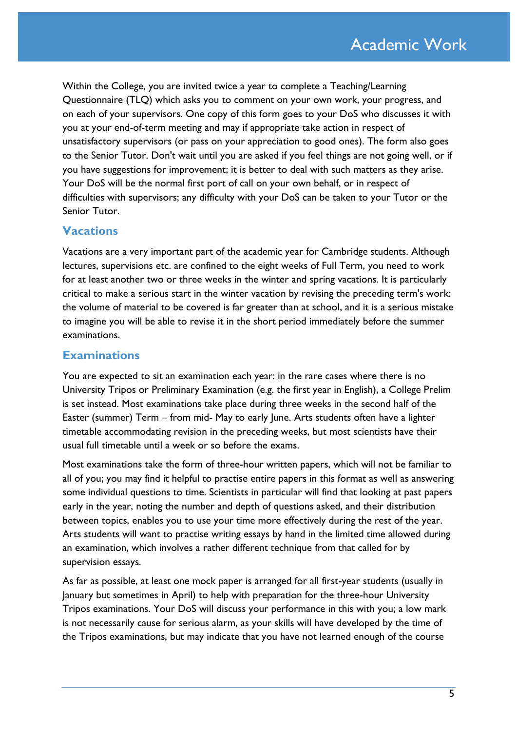Within the College, you are invited twice a year to complete a Teaching/Learning Questionnaire (TLQ) which asks you to comment on your own work, your progress, and on each of your supervisors. One copy of this form goes to your DoS who discusses it with you at your end-of-term meeting and may if appropriate take action in respect of unsatisfactory supervisors (or pass on your appreciation to good ones). The form also goes to the Senior Tutor. Don't wait until you are asked if you feel things are not going well, or if you have suggestions for improvement; it is better to deal with such matters as they arise. Your DoS will be the normal first port of call on your own behalf, or in respect of difficulties with supervisors; any difficulty with your DoS can be taken to your Tutor or the Senior Tutor.

## Vacations

Vacations are a very important part of the academic year for Cambridge students. Although lectures, supervisions etc. are confined to the eight weeks of Full Term, you need to work for at least another two or three weeks in the winter and spring vacations. It is particularly critical to make a serious start in the winter vacation by revising the preceding term's work: the volume of material to be covered is far greater than at school, and it is a serious mistake to imagine you will be able to revise it in the short period immediately before the summer examinations.

## Examinations

You are expected to sit an examination each year: in the rare cases where there is no University Tripos or Preliminary Examination (e.g. the first year in English), a College Prelim is set instead. Most examinations take place during three weeks in the second half of the Easter (summer) Term – from mid- May to early June. Arts students often have a lighter timetable accommodating revision in the preceding weeks, but most scientists have their usual full timetable until a week or so before the exams.

Most examinations take the form of three-hour written papers, which will not be familiar to all of you; you may find it helpful to practise entire papers in this format as well as answering some individual questions to time. Scientists in particular will find that looking at past papers early in the year, noting the number and depth of questions asked, and their distribution between topics, enables you to use your time more effectively during the rest of the year. Arts students will want to practise writing essays by hand in the limited time allowed during an examination, which involves a rather different technique from that called for by supervision essays.

As far as possible, at least one mock paper is arranged for all first-year students (usually in January but sometimes in April) to help with preparation for the three-hour University Tripos examinations. Your DoS will discuss your performance in this with you; a low mark is not necessarily cause for serious alarm, as your skills will have developed by the time of the Tripos examinations, but may indicate that you have not learned enough of the course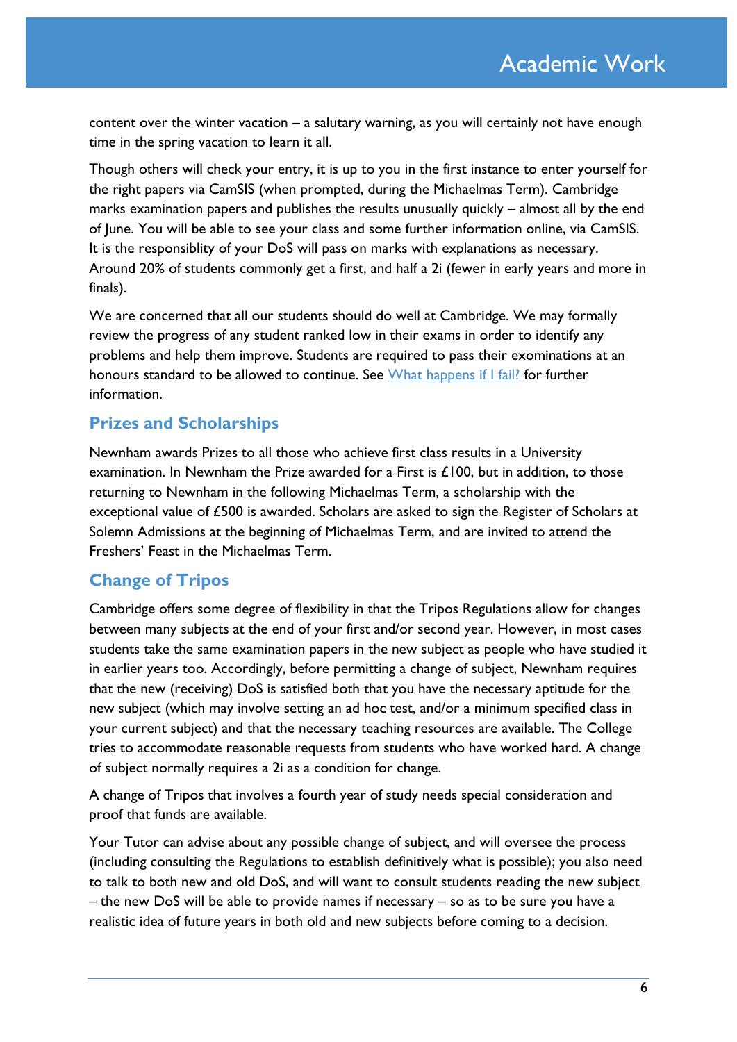content over the winter vacation – a salutary warning, as you will certainly not have enough time in the spring vacation to learn it all.

Though others will check your entry, it is up to you in the first instance to enter yourself for the right papers via CamSIS (when prompted, during the Michaelmas Term). Cambridge marks examination papers and publishes the results unusually quickly – almost all by the end of June. You will be able to see your class and some further information online, via CamSIS. It is the responsiblity of your DoS will pass on marks with explanations as necessary. Around 20% of students commonly get a first, and half a 2i (fewer in early years and more in finals).

We are concerned that all our students should do well at Cambridge. We may formally review the progress of any student ranked low in their exams in order to identify any problems and help them improve. Students are required to pass their examinations at an honours standard to be allowed to continue. See [What happens if I fail?] for further information.

## Prizes and Scholarships

Newnham awards Prizes to all those who achieve first class results in a University examination. In Newnham the Prize awarded for a First is £100, but in addition, to those returning to Newnham in the following Michaelmas Term, a scholarship with the exceptional value of £500 is awarded. Scholars are asked to sign the Register of Scholars at Solemn Admissions at the beginning of Michaelmas Term, and are invited to attend the Freshers' Feast in the Michaelmas Term.

## Change of Tripos

Cambridge offers some degree of flexibility in that the Tripos Regulations allow for changes between many subjects at the end of your first and/or second year. However, in most cases students take the same examination papers in the new subject as people who have studied it in earlier years too. Accordingly, before permitting a change of subject, Newnham requires that the new (receiving) DoS is satisfied both that you have the necessary aptitude for the new subject (which may involve setting an ad hoc test, and/or a minimum specified class in your current subject) and that the necessary teaching resources are available. The College tries to accommodate reasonable requests from students who have worked hard. A change of subject normally requires a 2i as a condition for change.

A change of Tripos that involves a fourth year of study needs special consideration and proof that funds are available.

Your Tutor can advise about any possible change of subject, and will oversee the process (including consulting the Regulations to establish definitively what is possible); you also need to talk to both new and old DoS, and will want to consult students reading the new subject – the new DoS will be able to provide names if necessary – so as to be sure you have a realistic idea of future years in both old and new subjects before coming to a decision.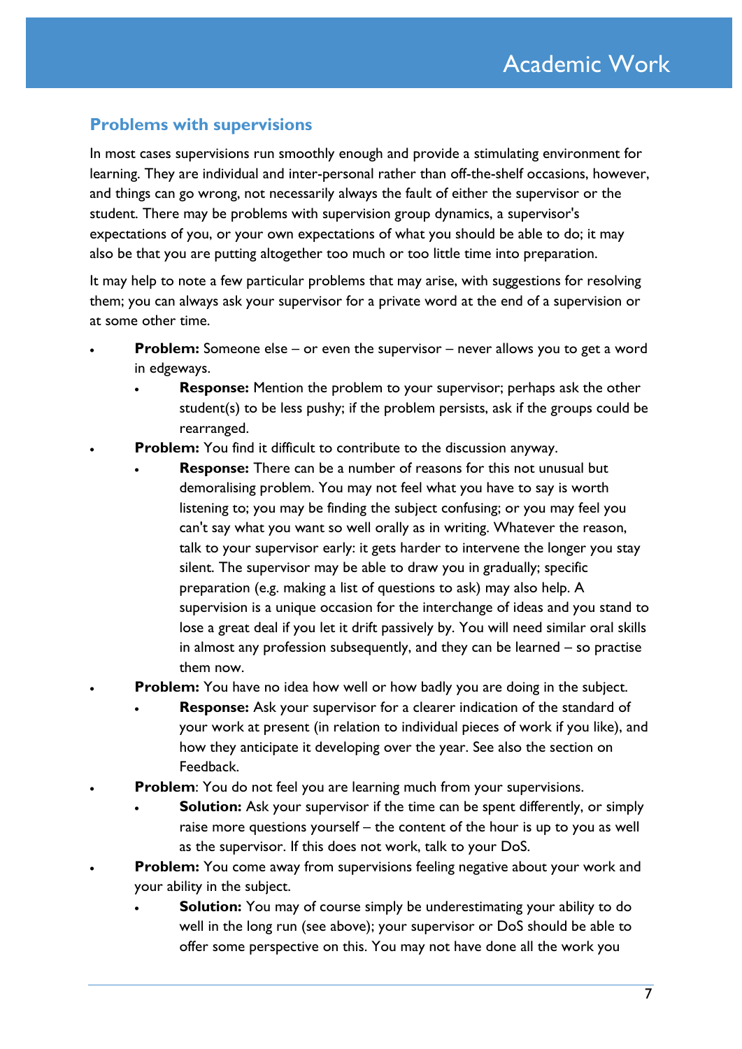## Problems with supervisions

In most cases supervisions run smoothly enough and provide a stimulating environment for learning. They are individual and inter-personal rather than off-the-shelf occasions, however, and things can go wrong, not necessarily always the fault of either the supervisor or the student. There may be problems with supervision group dynamics, a supervisor's expectations of you, or your own expectations of what you should be able to do; it may also be that you are putting altogether too much or too little time into preparation.

It may help to note a few particular problems that may arise, with suggestions for resolving them; you can always ask your supervisor for a private word at the end of a supervision or at some other time.

- **Problem:** Someone else – or even the supervisor – never allows you to get a word in edgeways.
  - **Response:** Mention the problem to your supervisor; perhaps ask the other student(s) to be less pushy; if the problem persists, ask if the groups could be rearranged.
- **Problem:** You find it difficult to contribute to the discussion anyway.
  - **Response:** There can be a number of reasons for this not unusual but demoralising problem. You may not feel what you have to say is worth listening to; you may be finding the subject confusing; or you may feel you can't say what you want so well orally as in writing. Whatever the reason, talk to your supervisor early: it gets harder to intervene the longer you stay silent. The supervisor may be able to draw you in gradually; specific preparation (e.g. making a list of questions to ask) may also help. A supervision is a unique occasion for the interchange of ideas and you stand to lose a great deal if you let it drift passively by. You will need similar oral skills in almost any profession subsequently, and they can be learned – so practise them now.
- **Problem:** You have no idea how well or how badly you are doing in the subject.
  - **Response:** Ask your supervisor for a clearer indication of the standard of your work at present (in relation to individual pieces of work if you like), and how they anticipate it developing over the year. See also the section on Feedback.
- **Problem**: You do not feel you are learning much from your supervisions.
  - **Solution:** Ask your supervisor if the time can be spent differently, or simply raise more questions yourself – the content of the hour is up to you as well as the supervisor. If this does not work, talk to your DoS.
- **Problem:** You come away from supervisions feeling negative about your work and your ability in the subject.
  - **Solution:** You may of course simply be underestimating your ability to do well in the long run (see above); your supervisor or DoS should be able to offer some perspective on this. You may not have done all the work you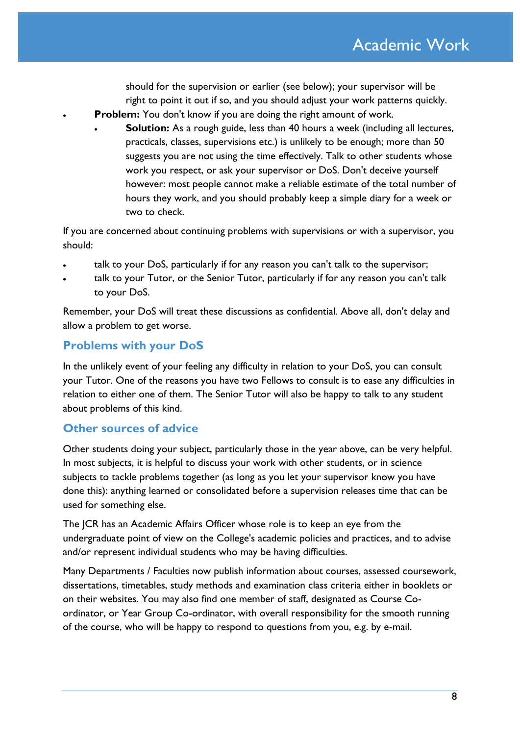should for the supervision or earlier (see below); your supervisor will be right to point it out if so, and you should adjust your work patterns quickly.

- **Problem:** You don't know if you are doing the right amount of work.
  - **Solution:** As a rough guide, less than 40 hours a week (including all lectures, practicals, classes, supervisions etc.) is unlikely to be enough; more than 50 suggests you are not using the time effectively. Talk to other students whose work you respect, or ask your supervisor or DoS. Don't deceive yourself however: most people cannot make a reliable estimate of the total number of hours they work, and you should probably keep a simple diary for a week or two to check.

If you are concerned about continuing problems with supervisions or with a supervisor, you should:

- talk to your DoS, particularly if for any reason you can't talk to the supervisor;
- talk to your Tutor, or the Senior Tutor, particularly if for any reason you can't talk to your DoS.

Remember, your DoS will treat these discussions as confidential. Above all, don't delay and allow a problem to get worse.

## Problems with your DoS

In the unlikely event of your feeling any difficulty in relation to your DoS, you can consult your Tutor. One of the reasons you have two Fellows to consult is to ease any difficulties in relation to either one of them. The Senior Tutor will also be happy to talk to any student about problems of this kind.

## Other sources of advice

Other students doing your subject, particularly those in the year above, can be very helpful. In most subjects, it is helpful to discuss your work with other students, or in science subjects to tackle problems together (as long as you let your supervisor know you have done this): anything learned or consolidated before a supervision releases time that can be used for something else.

The JCR has an Academic Affairs Officer whose role is to keep an eye from the undergraduate point of view on the College's academic policies and practices, and to advise and/or represent individual students who may be having difficulties.

Many Departments / Faculties now publish information about courses, assessed coursework, dissertations, timetables, study methods and examination class criteria either in booklets or on their websites. You may also find one member of staff, designated as Course Co-ordinator, or Year Group Co-ordinator, with overall responsibility for the smooth running of the course, who will be happy to respond to questions from you, e.g. by e-mail.